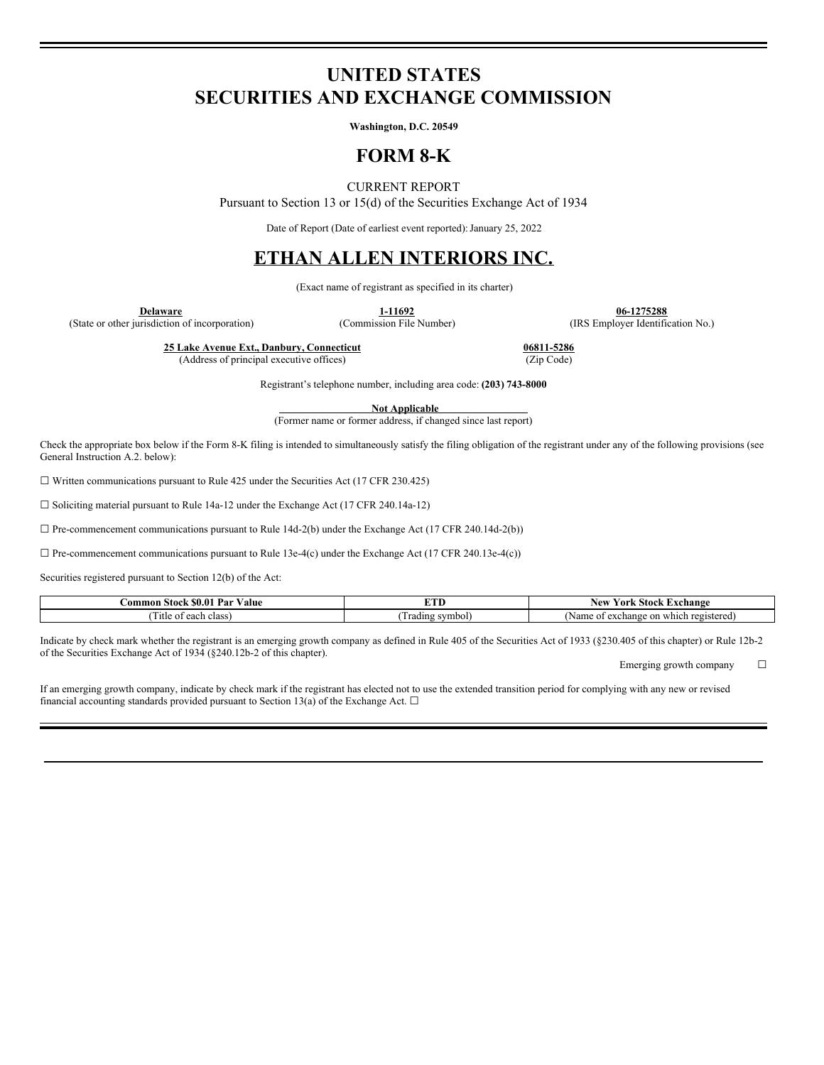# UNITED STATES
# SECURITIES AND EXCHANGE COMMISSION

**Washington, D.C. 20549**

# FORM 8-K

CURRENT REPORT
Pursuant to Section 13 or 15(d) of the Securities Exchange Act of 1934

Date of Report (Date of earliest event reported): January 25, 2022

# ETHAN ALLEN INTERIORS INC.

(Exact name of registrant as specified in its charter)

| **Delaware** | **1-11692** | **06-1275288** |
|---|---|---|
| (State or other jurisdiction of incorporation) | (Commission File Number) | (IRS Employer Identification No.) |

| **25 Lake Avenue Ext., Danbury, Connecticut** | **06811-5286** |
|---|---|
| (Address of principal executive offices) | (Zip Code) |

Registrant's telephone number, including area code: **(203) 743-8000**

**Not Applicable**
(Former name or former address, if changed since last report)

Check the appropriate box below if the Form 8-K filing is intended to simultaneously satisfy the filing obligation of the registrant under any of the following provisions (see General Instruction A.2. below):

☐ Written communications pursuant to Rule 425 under the Securities Act (17 CFR 230.425)

☐ Soliciting material pursuant to Rule 14a-12 under the Exchange Act (17 CFR 240.14a-12)

☐ Pre-commencement communications pursuant to Rule 14d-2(b) under the Exchange Act (17 CFR 240.14d-2(b))

☐ Pre-commencement communications pursuant to Rule 13e-4(c) under the Exchange Act (17 CFR 240.13e-4(c))

Securities registered pursuant to Section 12(b) of the Act:

| **Common Stock $0.01 Par Value** | **ETD** | **New York Stock Exchange** |
|---|---|---|
| (Title of each class) | (Trading symbol) | (Name of exchange on which registered) |

Indicate by check mark whether the registrant is an emerging growth company as defined in Rule 405 of the Securities Act of 1933 (§230.405 of this chapter) or Rule 12b-2 of the Securities Exchange Act of 1934 (§240.12b-2 of this chapter).

Emerging growth company ☐

If an emerging growth company, indicate by check mark if the registrant has elected not to use the extended transition period for complying with any new or revised financial accounting standards provided pursuant to Section 13(a) of the Exchange Act. ☐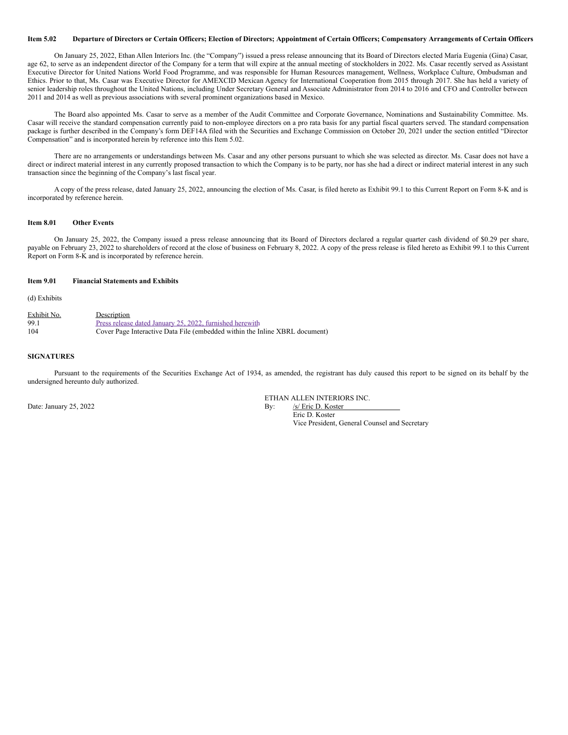**Item 5.02 Departure of Directors or Certain Officers; Election of Directors; Appointment of Certain Officers; Compensatory Arrangements of Certain Officers**

On January 25, 2022, Ethan Allen Interiors Inc. (the "Company") issued a press release announcing that its Board of Directors elected María Eugenia (Gina) Casar, age 62, to serve as an independent director of the Company for a term that will expire at the annual meeting of stockholders in 2022. Ms. Casar recently served as Assistant Executive Director for United Nations World Food Programme, and was responsible for Human Resources management, Wellness, Workplace Culture, Ombudsman and Ethics. Prior to that, Ms. Casar was Executive Director for AMEXCID Mexican Agency for International Cooperation from 2015 through 2017. She has held a variety of senior leadership roles throughout the United Nations, including Under Secretary General and Associate Administrator from 2014 to 2016 and CFO and Controller between 2011 and 2014 as well as previous associations with several prominent organizations based in Mexico.

The Board also appointed Ms. Casar to serve as a member of the Audit Committee and Corporate Governance, Nominations and Sustainability Committee. Ms. Casar will receive the standard compensation currently paid to non-employee directors on a pro rata basis for any partial fiscal quarters served. The standard compensation package is further described in the Company's form DEF14A filed with the Securities and Exchange Commission on October 20, 2021 under the section entitled "Director Compensation" and is incorporated herein by reference into this Item 5.02.

There are no arrangements or understandings between Ms. Casar and any other persons pursuant to which she was selected as director. Ms. Casar does not have a direct or indirect material interest in any currently proposed transaction to which the Company is to be party, nor has she had a direct or indirect material interest in any such transaction since the beginning of the Company's last fiscal year.

A copy of the press release, dated January 25, 2022, announcing the election of Ms. Casar, is filed hereto as Exhibit 99.1 to this Current Report on Form 8-K and is incorporated by reference herein.

**Item 8.01 Other Events**

On January 25, 2022, the Company issued a press release announcing that its Board of Directors declared a regular quarter cash dividend of $0.29 per share, payable on February 23, 2022 to shareholders of record at the close of business on February 8, 2022. A copy of the press release is filed hereto as Exhibit 99.1 to this Current Report on Form 8-K and is incorporated by reference herein.

**Item 9.01 Financial Statements and Exhibits**

(d) Exhibits

| Exhibit No. | Description |
|---|---|
| 99.1 | Press release dated January 25, 2022, furnished herewith |
| 104 | Cover Page Interactive Data File (embedded within the Inline XBRL document) |

**SIGNATURES**

Pursuant to the requirements of the Securities Exchange Act of 1934, as amended, the registrant has duly caused this report to be signed on its behalf by the undersigned hereunto duly authorized.

ETHAN ALLEN INTERIORS INC.

Date: January 25, 2022

By: /s/ Eric D. Koster
Eric D. Koster
Vice President, General Counsel and Secretary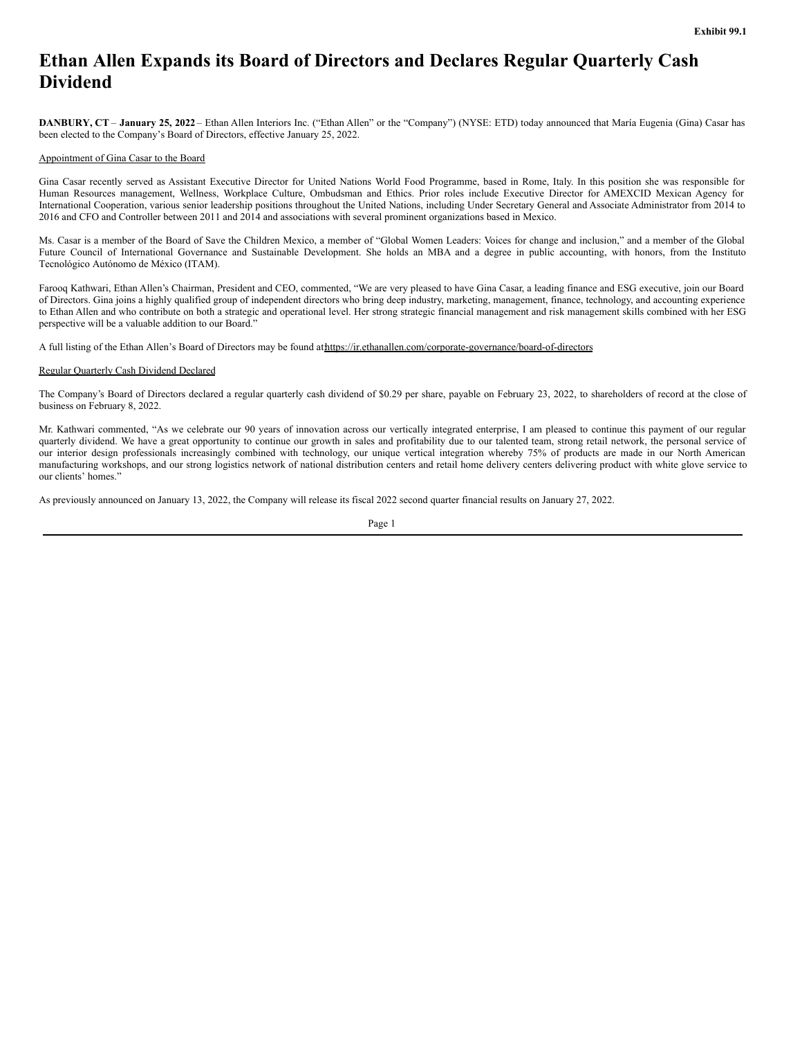Exhibit 99.1

# Ethan Allen Expands its Board of Directors and Declares Regular Quarterly Cash Dividend

**DANBURY, CT** – **January 25, 2022** – Ethan Allen Interiors Inc. ("Ethan Allen" or the "Company") (NYSE: ETD) today announced that María Eugenia (Gina) Casar has been elected to the Company's Board of Directors, effective January 25, 2022.

## Appointment of Gina Casar to the Board

Gina Casar recently served as Assistant Executive Director for United Nations World Food Programme, based in Rome, Italy. In this position she was responsible for Human Resources management, Wellness, Workplace Culture, Ombudsman and Ethics. Prior roles include Executive Director for AMEXCID Mexican Agency for International Cooperation, various senior leadership positions throughout the United Nations, including Under Secretary General and Associate Administrator from 2014 to 2016 and CFO and Controller between 2011 and 2014 and associations with several prominent organizations based in Mexico.

Ms. Casar is a member of the Board of Save the Children Mexico, a member of "Global Women Leaders: Voices for change and inclusion," and a member of the Global Future Council of International Governance and Sustainable Development. She holds an MBA and a degree in public accounting, with honors, from the Instituto Tecnológico Autónomo de México (ITAM).

Farooq Kathwari, Ethan Allen's Chairman, President and CEO, commented, "We are very pleased to have Gina Casar, a leading finance and ESG executive, join our Board of Directors. Gina joins a highly qualified group of independent directors who bring deep industry, marketing, management, finance, technology, and accounting experience to Ethan Allen and who contribute on both a strategic and operational level. Her strong strategic financial management and risk management skills combined with her ESG perspective will be a valuable addition to our Board."

A full listing of the Ethan Allen's Board of Directors may be found at https://ir.ethanallen.com/corporate-governance/board-of-directors

## Regular Quarterly Cash Dividend Declared

The Company's Board of Directors declared a regular quarterly cash dividend of $0.29 per share, payable on February 23, 2022, to shareholders of record at the close of business on February 8, 2022.

Mr. Kathwari commented, "As we celebrate our 90 years of innovation across our vertically integrated enterprise, I am pleased to continue this payment of our regular quarterly dividend. We have a great opportunity to continue our growth in sales and profitability due to our talented team, strong retail network, the personal service of our interior design professionals increasingly combined with technology, our unique vertical integration whereby 75% of products are made in our North American manufacturing workshops, and our strong logistics network of national distribution centers and retail home delivery centers delivering product with white glove service to our clients' homes."

As previously announced on January 13, 2022, the Company will release its fiscal 2022 second quarter financial results on January 27, 2022.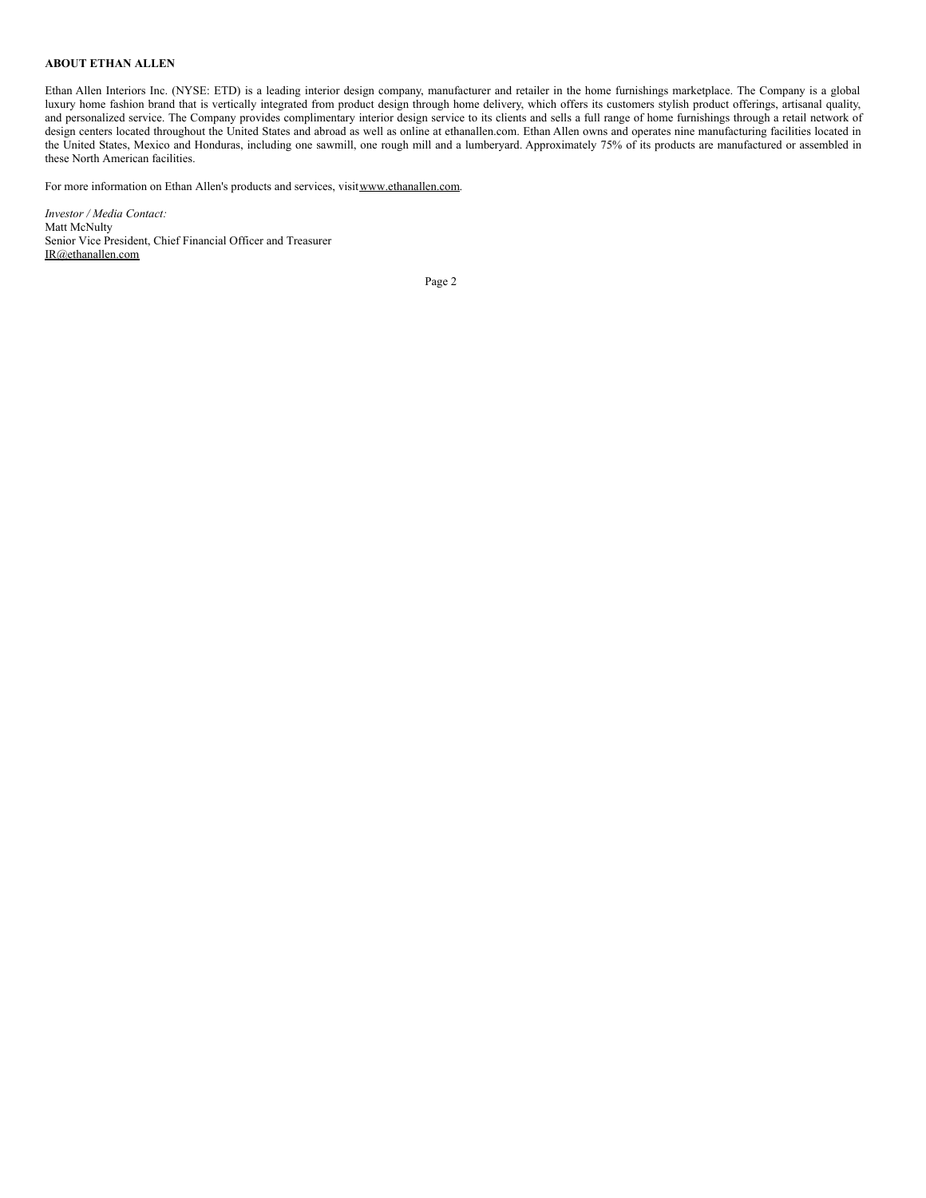**ABOUT ETHAN ALLEN**

Ethan Allen Interiors Inc. (NYSE: ETD) is a leading interior design company, manufacturer and retailer in the home furnishings marketplace. The Company is a global luxury home fashion brand that is vertically integrated from product design through home delivery, which offers its customers stylish product offerings, artisanal quality, and personalized service. The Company provides complimentary interior design service to its clients and sells a full range of home furnishings through a retail network of design centers located throughout the United States and abroad as well as online at ethanallen.com. Ethan Allen owns and operates nine manufacturing facilities located in the United States, Mexico and Honduras, including one sawmill, one rough mill and a lumberyard. Approximately 75% of its products are manufactured or assembled in these North American facilities.

For more information on Ethan Allen's products and services, visit www.ethanallen.com.

*Investor / Media Contact:*
Matt McNulty
Senior Vice President, Chief Financial Officer and Treasurer
IR@ethanallen.com